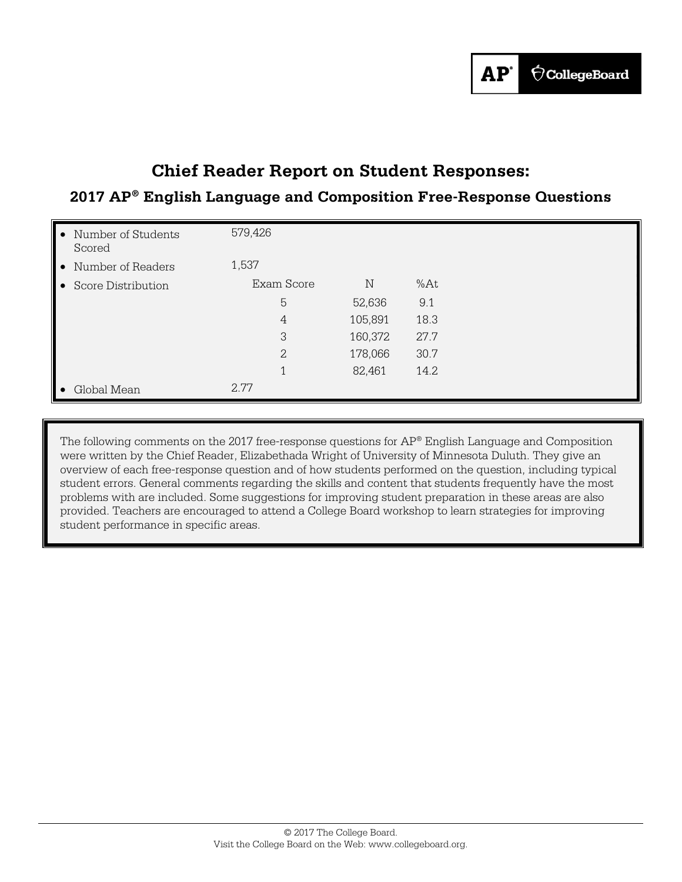# Chief Reader Report on Student Responses:

## 2017 AP® English Language and Composition Free-Response Questions

| | | | |
|---|---|---|---|
| • Number of Students Scored | 579,426 | | |
| • Number of Readers | 1,537 | | |
| • Score Distribution | Exam Score | N | %At |
| | 5 | 52,636 | 9.1 |
| | 4 | 105,891 | 18.3 |
| | 3 | 160,372 | 27.7 |
| | 2 | 178,066 | 30.7 |
| | 1 | 82,461 | 14.2 |
| • Global Mean | 2.77 | | |

The following comments on the 2017 free-response questions for AP® English Language and Composition were written by the Chief Reader, Elizabethada Wright of University of Minnesota Duluth. They give an overview of each free-response question and of how students performed on the question, including typical student errors. General comments regarding the skills and content that students frequently have the most problems with are included. Some suggestions for improving student preparation in these areas are also provided. Teachers are encouraged to attend a College Board workshop to learn strategies for improving student performance in specific areas.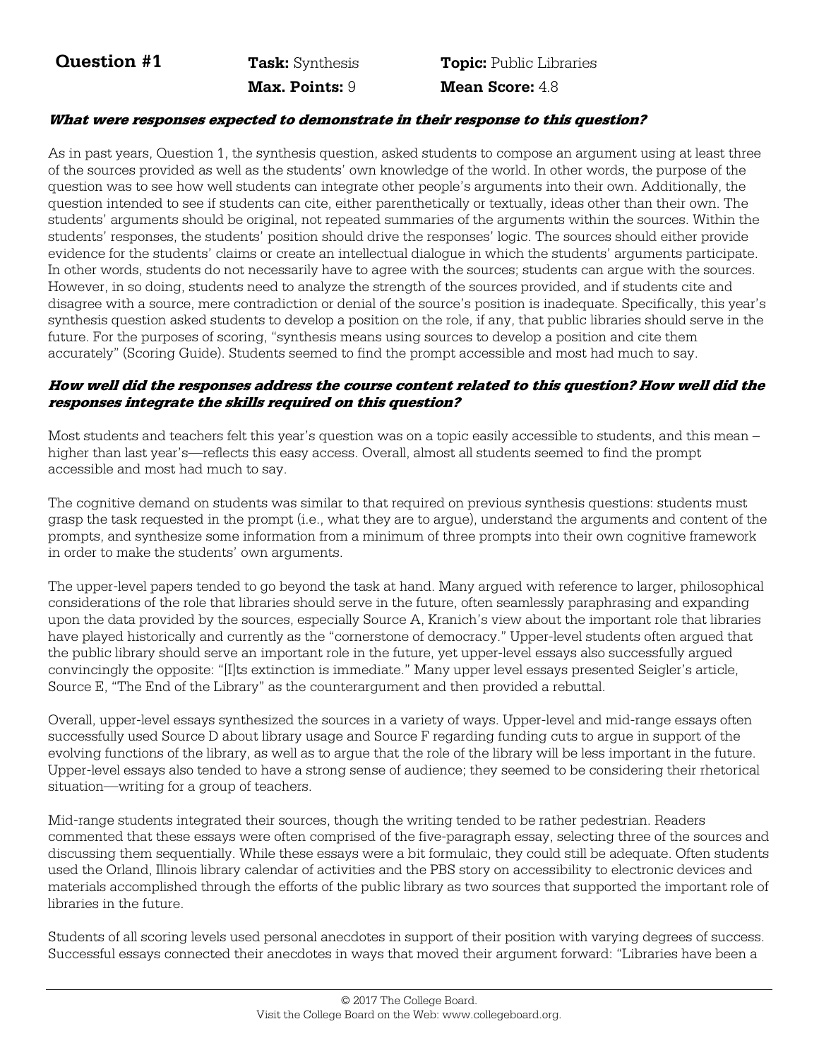**Question #1** **Task:** Synthesis **Topic:** Public Libraries
**Max. Points:** 9 **Mean Score:** 4.8

***What were responses expected to demonstrate in their response to this question?***

As in past years, Question 1, the synthesis question, asked students to compose an argument using at least three of the sources provided as well as the students' own knowledge of the world. In other words, the purpose of the question was to see how well students can integrate other people's arguments into their own. Additionally, the question intended to see if students can cite, either parenthetically or textually, ideas other than their own. The students' arguments should be original, not repeated summaries of the arguments within the sources. Within the students' responses, the students' position should drive the responses' logic. The sources should either provide evidence for the students' claims or create an intellectual dialogue in which the students' arguments participate. In other words, students do not necessarily have to agree with the sources; students can argue with the sources. However, in so doing, students need to analyze the strength of the sources provided, and if students cite and disagree with a source, mere contradiction or denial of the source's position is inadequate. Specifically, this year's synthesis question asked students to develop a position on the role, if any, that public libraries should serve in the future. For the purposes of scoring, "synthesis means using sources to develop a position and cite them accurately" (Scoring Guide). Students seemed to find the prompt accessible and most had much to say.

***How well did the responses address the course content related to this question? How well did the responses integrate the skills required on this question?***

Most students and teachers felt this year's question was on a topic easily accessible to students, and this mean – higher than last year's—reflects this easy access. Overall, almost all students seemed to find the prompt accessible and most had much to say.

The cognitive demand on students was similar to that required on previous synthesis questions: students must grasp the task requested in the prompt (i.e., what they are to argue), understand the arguments and content of the prompts, and synthesize some information from a minimum of three prompts into their own cognitive framework in order to make the students' own arguments.

The upper-level papers tended to go beyond the task at hand. Many argued with reference to larger, philosophical considerations of the role that libraries should serve in the future, often seamlessly paraphrasing and expanding upon the data provided by the sources, especially Source A, Kranich's view about the important role that libraries have played historically and currently as the "cornerstone of democracy." Upper-level students often argued that the public library should serve an important role in the future, yet upper-level essays also successfully argued convincingly the opposite: "[I]ts extinction is immediate." Many upper level essays presented Seigler's article, Source E, "The End of the Library" as the counterargument and then provided a rebuttal.

Overall, upper-level essays synthesized the sources in a variety of ways. Upper-level and mid-range essays often successfully used Source D about library usage and Source F regarding funding cuts to argue in support of the evolving functions of the library, as well as to argue that the role of the library will be less important in the future. Upper-level essays also tended to have a strong sense of audience; they seemed to be considering their rhetorical situation—writing for a group of teachers.

Mid-range students integrated their sources, though the writing tended to be rather pedestrian. Readers commented that these essays were often comprised of the five-paragraph essay, selecting three of the sources and discussing them sequentially. While these essays were a bit formulaic, they could still be adequate. Often students used the Orland, Illinois library calendar of activities and the PBS story on accessibility to electronic devices and materials accomplished through the efforts of the public library as two sources that supported the important role of libraries in the future.

Students of all scoring levels used personal anecdotes in support of their position with varying degrees of success. Successful essays connected their anecdotes in ways that moved their argument forward: "Libraries have been a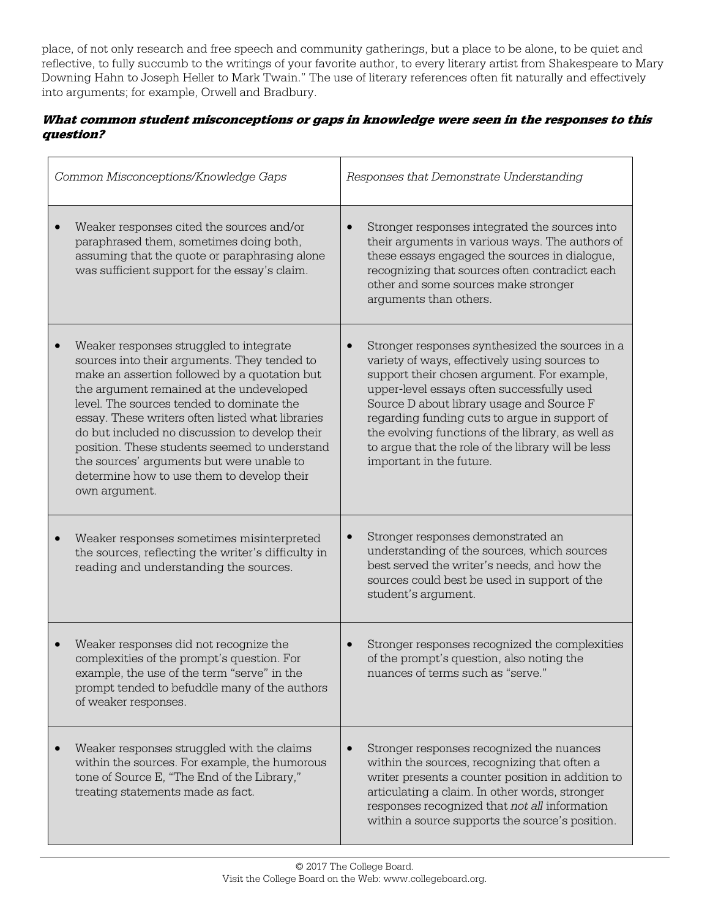place, of not only research and free speech and community gatherings, but a place to be alone, to be quiet and reflective, to fully succumb to the writings of your favorite author, to every literary artist from Shakespeare to Mary Downing Hahn to Joseph Heller to Mark Twain." The use of literary references often fit naturally and effectively into arguments; for example, Orwell and Bradbury.

***What common student misconceptions or gaps in knowledge were seen in the responses to this question?***

| *Common Misconceptions/Knowledge Gaps* | *Responses that Demonstrate Understanding* |
| --- | --- |
| • Weaker responses cited the sources and/or paraphrased them, sometimes doing both, assuming that the quote or paraphrasing alone was sufficient support for the essay's claim. | • Stronger responses integrated the sources into their arguments in various ways. The authors of these essays engaged the sources in dialogue, recognizing that sources often contradict each other and some sources make stronger arguments than others. |
| • Weaker responses struggled to integrate sources into their arguments. They tended to make an assertion followed by a quotation but the argument remained at the undeveloped level. The sources tended to dominate the essay. These writers often listed what libraries do but included no discussion to develop their position. These students seemed to understand the sources' arguments but were unable to determine how to use them to develop their own argument. | • Stronger responses synthesized the sources in a variety of ways, effectively using sources to support their chosen argument. For example, upper-level essays often successfully used Source D about library usage and Source F regarding funding cuts to argue in support of the evolving functions of the library, as well as to argue that the role of the library will be less important in the future. |
| • Weaker responses sometimes misinterpreted the sources, reflecting the writer's difficulty in reading and understanding the sources. | • Stronger responses demonstrated an understanding of the sources, which sources best served the writer's needs, and how the sources could best be used in support of the student's argument. |
| • Weaker responses did not recognize the complexities of the prompt's question. For example, the use of the term "serve" in the prompt tended to befuddle many of the authors of weaker responses. | • Stronger responses recognized the complexities of the prompt's question, also noting the nuances of terms such as "serve." |
| • Weaker responses struggled with the claims within the sources. For example, the humorous tone of Source E, "The End of the Library," treating statements made as fact. | • Stronger responses recognized the nuances within the sources, recognizing that often a writer presents a counter position in addition to articulating a claim. In other words, stronger responses recognized that *not all* information within a source supports the source's position. |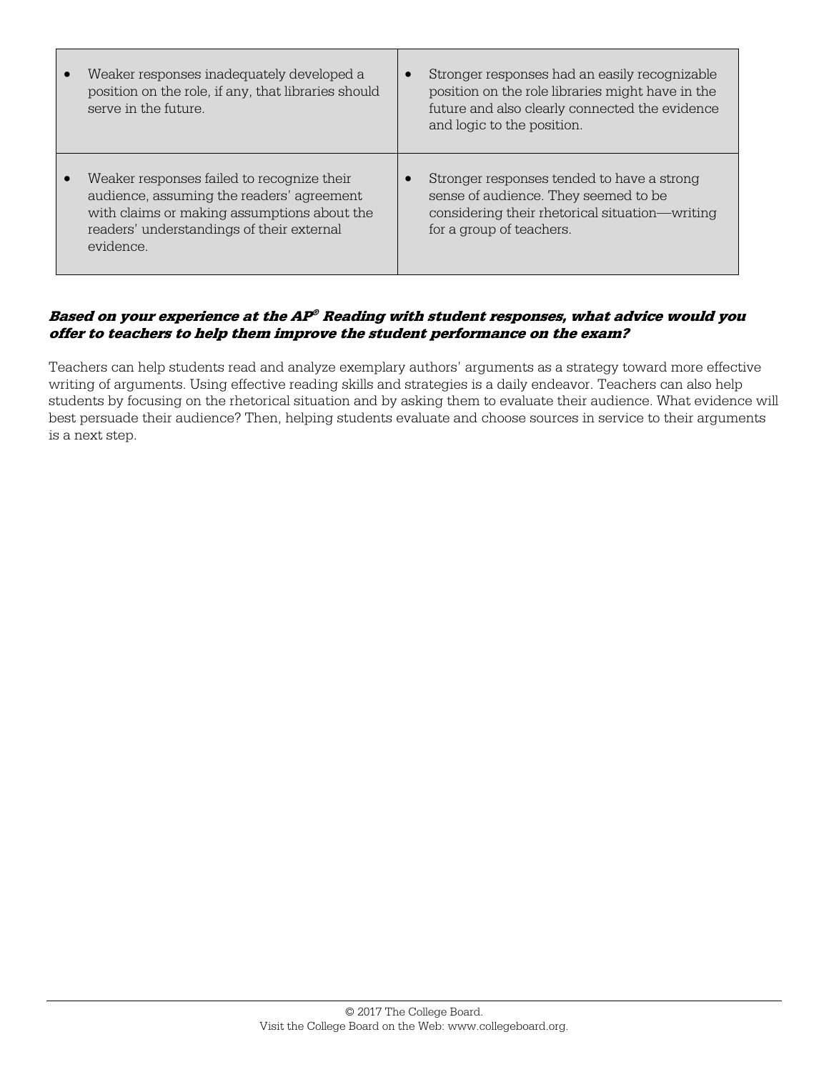| | |
|---|---|
| • Weaker responses inadequately developed a position on the role, if any, that libraries should serve in the future. | • Stronger responses had an easily recognizable position on the role libraries might have in the future and also clearly connected the evidence and logic to the position. |
| • Weaker responses failed to recognize their audience, assuming the readers' agreement with claims or making assumptions about the readers' understandings of their external evidence. | • Stronger responses tended to have a strong sense of audience. They seemed to be considering their rhetorical situation—writing for a group of teachers. |

***Based on your experience at the AP® Reading with student responses, what advice would you offer to teachers to help them improve the student performance on the exam?***

Teachers can help students read and analyze exemplary authors' arguments as a strategy toward more effective writing of arguments. Using effective reading skills and strategies is a daily endeavor. Teachers can also help students by focusing on the rhetorical situation and by asking them to evaluate their audience. What evidence will best persuade their audience? Then, helping students evaluate and choose sources in service to their arguments is a next step.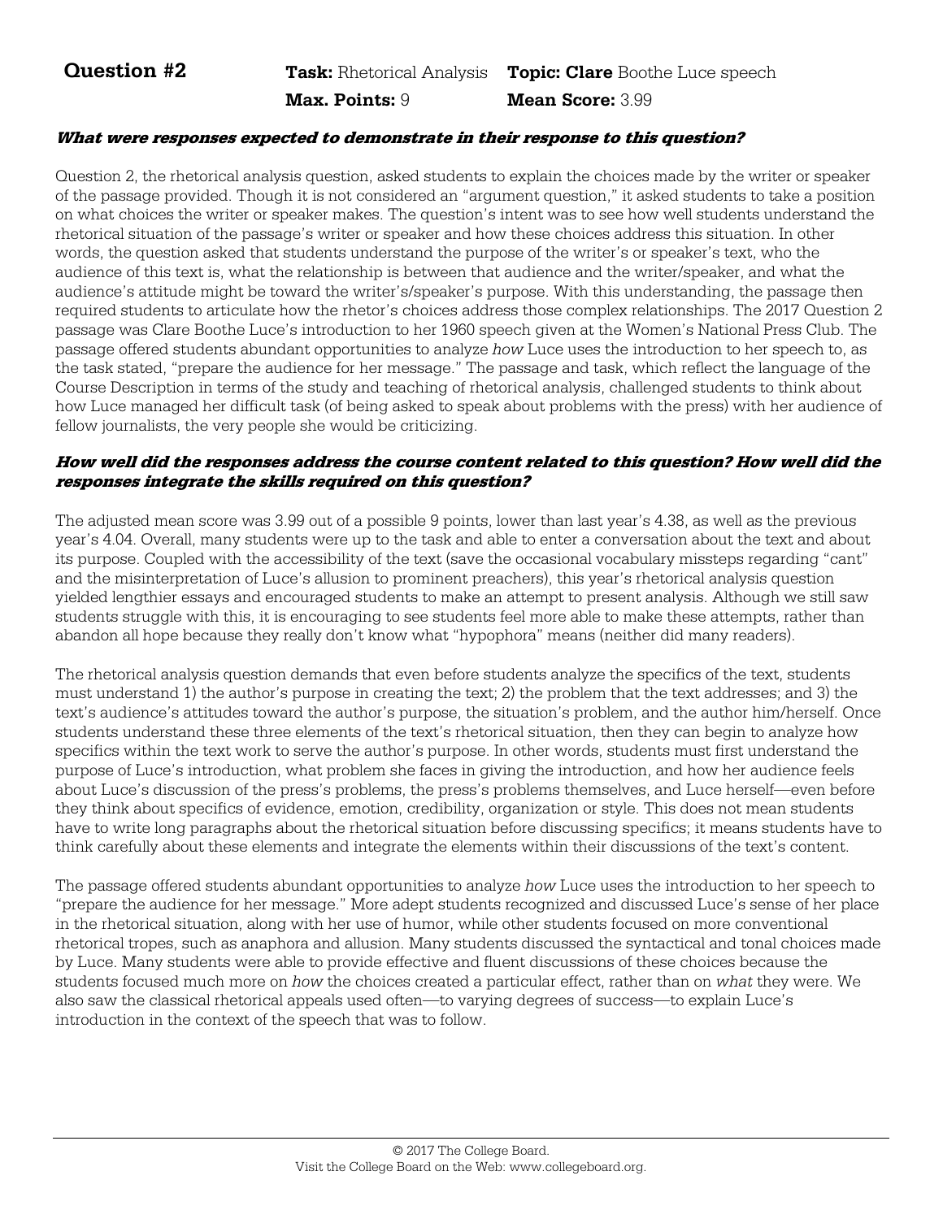**Question #2** **Task:** Rhetorical Analysis **Topic: Clare** Boothe Luce speech
**Max. Points:** 9 **Mean Score:** 3.99

***What were responses expected to demonstrate in their response to this question?***

Question 2, the rhetorical analysis question, asked students to explain the choices made by the writer or speaker of the passage provided. Though it is not considered an "argument question," it asked students to take a position on what choices the writer or speaker makes. The question's intent was to see how well students understand the rhetorical situation of the passage's writer or speaker and how these choices address this situation. In other words, the question asked that students understand the purpose of the writer's or speaker's text, who the audience of this text is, what the relationship is between that audience and the writer/speaker, and what the audience's attitude might be toward the writer's/speaker's purpose. With this understanding, the passage then required students to articulate how the rhetor's choices address those complex relationships. The 2017 Question 2 passage was Clare Boothe Luce's introduction to her 1960 speech given at the Women's National Press Club. The passage offered students abundant opportunities to analyze *how* Luce uses the introduction to her speech to, as the task stated, "prepare the audience for her message." The passage and task, which reflect the language of the Course Description in terms of the study and teaching of rhetorical analysis, challenged students to think about how Luce managed her difficult task (of being asked to speak about problems with the press) with her audience of fellow journalists, the very people she would be criticizing.

***How well did the responses address the course content related to this question? How well did the responses integrate the skills required on this question?***

The adjusted mean score was 3.99 out of a possible 9 points, lower than last year's 4.38, as well as the previous year's 4.04. Overall, many students were up to the task and able to enter a conversation about the text and about its purpose. Coupled with the accessibility of the text (save the occasional vocabulary missteps regarding "cant" and the misinterpretation of Luce's allusion to prominent preachers), this year's rhetorical analysis question yielded lengthier essays and encouraged students to make an attempt to present analysis. Although we still saw students struggle with this, it is encouraging to see students feel more able to make these attempts, rather than abandon all hope because they really don't know what "hypophora" means (neither did many readers).

The rhetorical analysis question demands that even before students analyze the specifics of the text, students must understand 1) the author's purpose in creating the text; 2) the problem that the text addresses; and 3) the text's audience's attitudes toward the author's purpose, the situation's problem, and the author him/herself. Once students understand these three elements of the text's rhetorical situation, then they can begin to analyze how specifics within the text work to serve the author's purpose. In other words, students must first understand the purpose of Luce's introduction, what problem she faces in giving the introduction, and how her audience feels about Luce's discussion of the press's problems, the press's problems themselves, and Luce herself—even before they think about specifics of evidence, emotion, credibility, organization or style. This does not mean students have to write long paragraphs about the rhetorical situation before discussing specifics; it means students have to think carefully about these elements and integrate the elements within their discussions of the text's content.

The passage offered students abundant opportunities to analyze *how* Luce uses the introduction to her speech to "prepare the audience for her message." More adept students recognized and discussed Luce's sense of her place in the rhetorical situation, along with her use of humor, while other students focused on more conventional rhetorical tropes, such as anaphora and allusion. Many students discussed the syntactical and tonal choices made by Luce. Many students were able to provide effective and fluent discussions of these choices because the students focused much more on *how* the choices created a particular effect, rather than on *what* they were. We also saw the classical rhetorical appeals used often—to varying degrees of success—to explain Luce's introduction in the context of the speech that was to follow.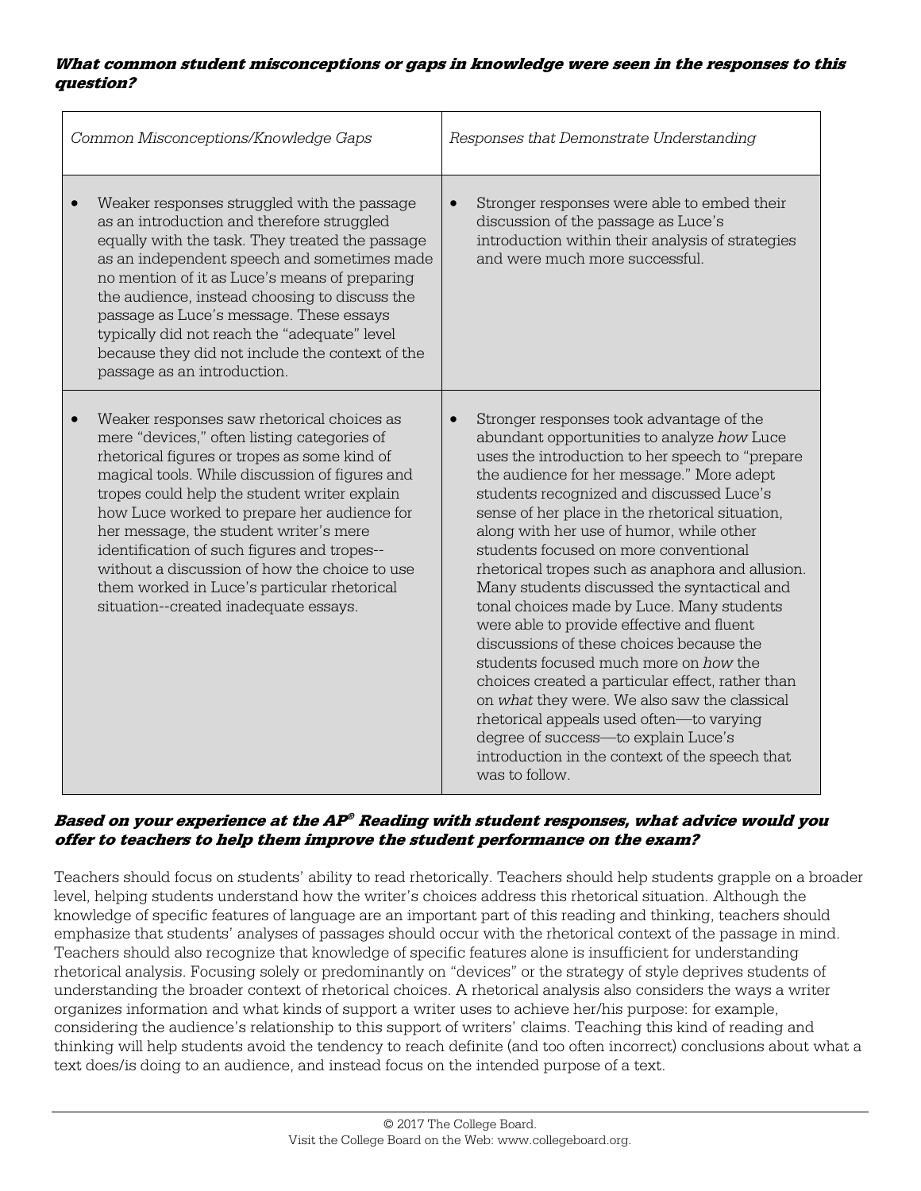***What common student misconceptions or gaps in knowledge were seen in the responses to this question?***

| *Common Misconceptions/Knowledge Gaps* | *Responses that Demonstrate Understanding* |
| --- | --- |
| • Weaker responses struggled with the passage as an introduction and therefore struggled equally with the task. They treated the passage as an independent speech and sometimes made no mention of it as Luce's means of preparing the audience, instead choosing to discuss the passage as Luce's message. These essays typically did not reach the "adequate" level because they did not include the context of the passage as an introduction. | • Stronger responses were able to embed their discussion of the passage as Luce's introduction within their analysis of strategies and were much more successful. |
| • Weaker responses saw rhetorical choices as mere "devices," often listing categories of rhetorical figures or tropes as some kind of magical tools. While discussion of figures and tropes could help the student writer explain how Luce worked to prepare her audience for her message, the student writer's mere identification of such figures and tropes--without a discussion of how the choice to use them worked in Luce's particular rhetorical situation--created inadequate essays. | • Stronger responses took advantage of the abundant opportunities to analyze *how* Luce uses the introduction to her speech to "prepare the audience for her message." More adept students recognized and discussed Luce's sense of her place in the rhetorical situation, along with her use of humor, while other students focused on more conventional rhetorical tropes such as anaphora and allusion. Many students discussed the syntactical and tonal choices made by Luce. Many students were able to provide effective and fluent discussions of these choices because the students focused much more on *how* the choices created a particular effect, rather than on *what* they were. We also saw the classical rhetorical appeals used often—to varying degree of success—to explain Luce's introduction in the context of the speech that was to follow. |

***Based on your experience at the AP® Reading with student responses, what advice would you offer to teachers to help them improve the student performance on the exam?***

Teachers should focus on students' ability to read rhetorically. Teachers should help students grapple on a broader level, helping students understand how the writer's choices address this rhetorical situation. Although the knowledge of specific features of language are an important part of this reading and thinking, teachers should emphasize that students' analyses of passages should occur with the rhetorical context of the passage in mind. Teachers should also recognize that knowledge of specific features alone is insufficient for understanding rhetorical analysis. Focusing solely or predominantly on "devices" or the strategy of style deprives students of understanding the broader context of rhetorical choices. A rhetorical analysis also considers the ways a writer organizes information and what kinds of support a writer uses to achieve her/his purpose: for example, considering the audience's relationship to this support of writers' claims. Teaching this kind of reading and thinking will help students avoid the tendency to reach definite (and too often incorrect) conclusions about what a text does/is doing to an audience, and instead focus on the intended purpose of a text.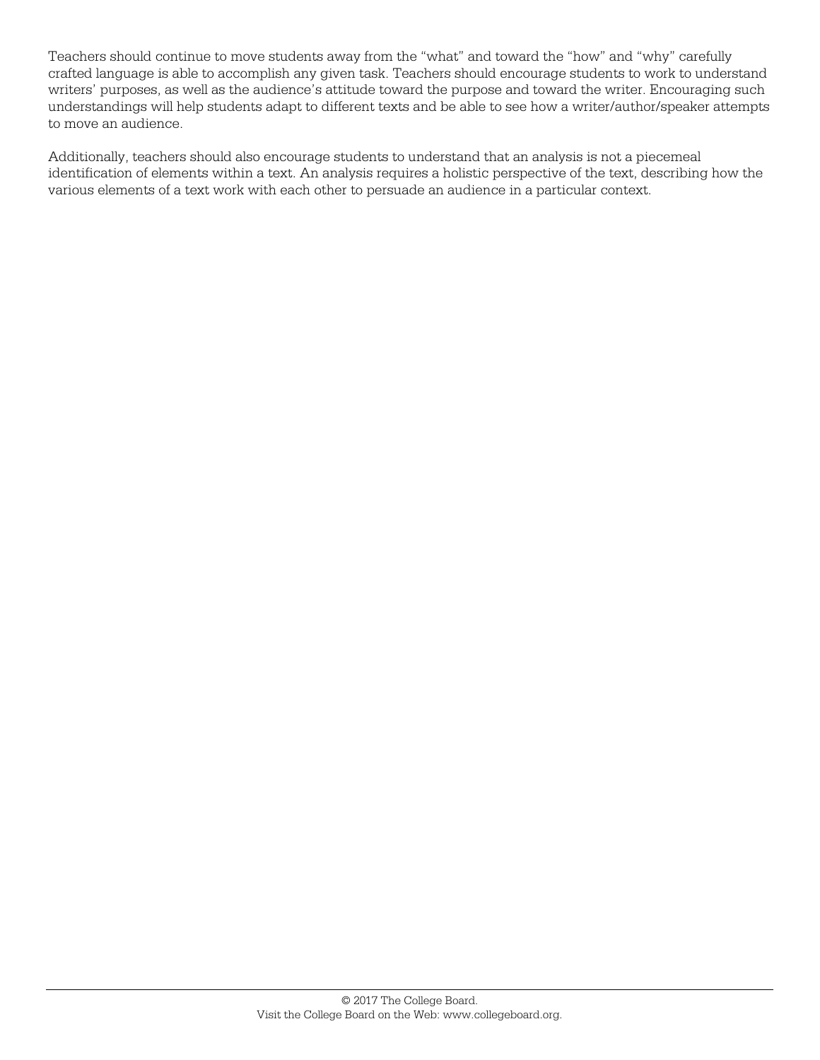Teachers should continue to move students away from the "what" and toward the "how" and "why" carefully crafted language is able to accomplish any given task. Teachers should encourage students to work to understand writers' purposes, as well as the audience's attitude toward the purpose and toward the writer. Encouraging such understandings will help students adapt to different texts and be able to see how a writer/author/speaker attempts to move an audience.

Additionally, teachers should also encourage students to understand that an analysis is not a piecemeal identification of elements within a text. An analysis requires a holistic perspective of the text, describing how the various elements of a text work with each other to persuade an audience in a particular context.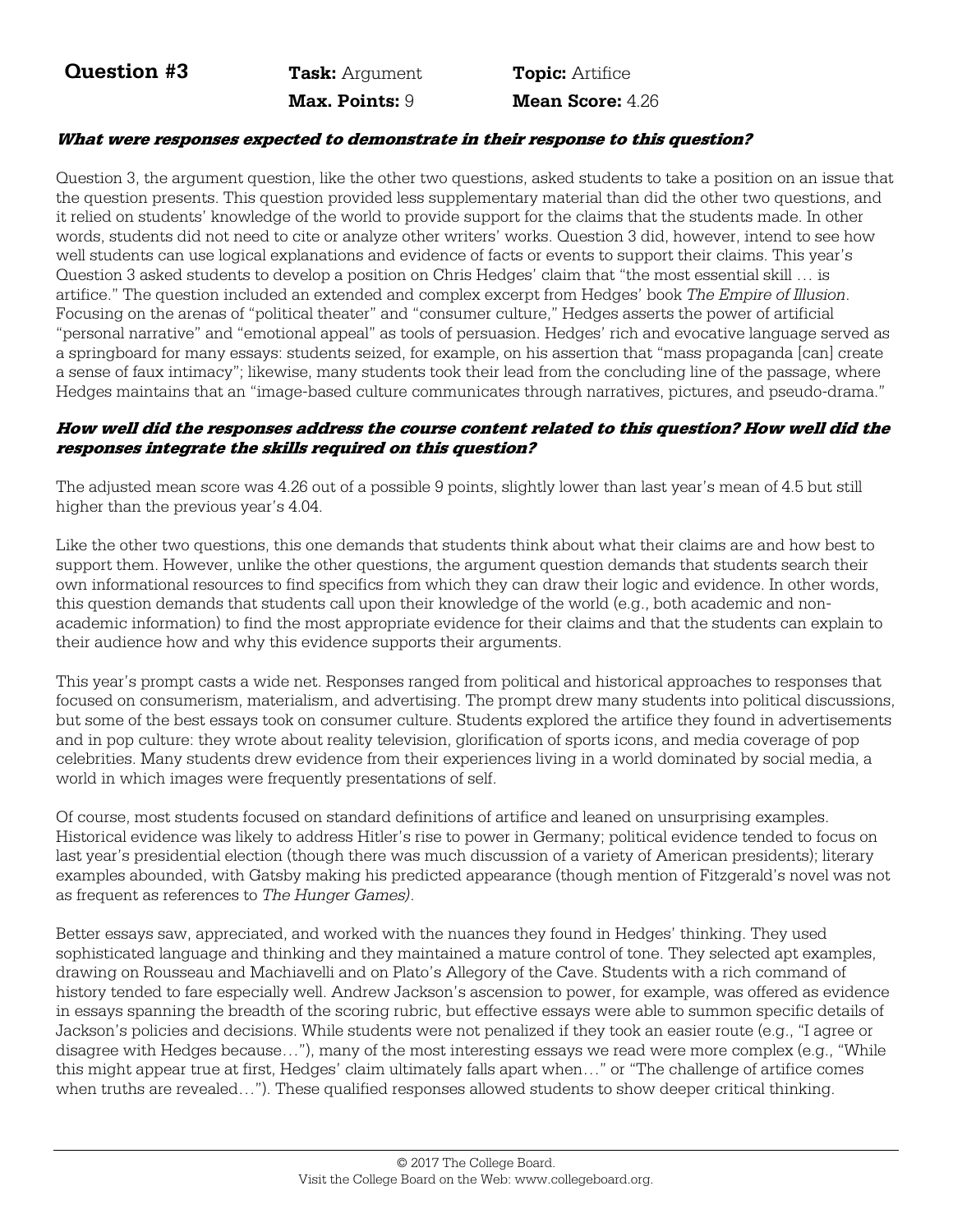**Question #3** **Task:** Argument **Topic:** Artifice
**Max. Points:** 9 **Mean Score:** 4.26

***What were responses expected to demonstrate in their response to this question?***

Question 3, the argument question, like the other two questions, asked students to take a position on an issue that the question presents. This question provided less supplementary material than did the other two questions, and it relied on students' knowledge of the world to provide support for the claims that the students made. In other words, students did not need to cite or analyze other writers' works. Question 3 did, however, intend to see how well students can use logical explanations and evidence of facts or events to support their claims. This year's Question 3 asked students to develop a position on Chris Hedges' claim that "the most essential skill … is artifice." The question included an extended and complex excerpt from Hedges' book *The Empire of Illusion*. Focusing on the arenas of "political theater" and "consumer culture," Hedges asserts the power of artificial "personal narrative" and "emotional appeal" as tools of persuasion. Hedges' rich and evocative language served as a springboard for many essays: students seized, for example, on his assertion that "mass propaganda [can] create a sense of faux intimacy"; likewise, many students took their lead from the concluding line of the passage, where Hedges maintains that an "image-based culture communicates through narratives, pictures, and pseudo-drama."

***How well did the responses address the course content related to this question? How well did the responses integrate the skills required on this question?***

The adjusted mean score was 4.26 out of a possible 9 points, slightly lower than last year's mean of 4.5 but still higher than the previous year's 4.04.

Like the other two questions, this one demands that students think about what their claims are and how best to support them. However, unlike the other questions, the argument question demands that students search their own informational resources to find specifics from which they can draw their logic and evidence. In other words, this question demands that students call upon their knowledge of the world (e.g., both academic and non-academic information) to find the most appropriate evidence for their claims and that the students can explain to their audience how and why this evidence supports their arguments.

This year's prompt casts a wide net. Responses ranged from political and historical approaches to responses that focused on consumerism, materialism, and advertising. The prompt drew many students into political discussions, but some of the best essays took on consumer culture. Students explored the artifice they found in advertisements and in pop culture: they wrote about reality television, glorification of sports icons, and media coverage of pop celebrities. Many students drew evidence from their experiences living in a world dominated by social media, a world in which images were frequently presentations of self.

Of course, most students focused on standard definitions of artifice and leaned on unsurprising examples. Historical evidence was likely to address Hitler's rise to power in Germany; political evidence tended to focus on last year's presidential election (though there was much discussion of a variety of American presidents); literary examples abounded, with Gatsby making his predicted appearance (though mention of Fitzgerald's novel was not as frequent as references to *The Hunger Games)*.

Better essays saw, appreciated, and worked with the nuances they found in Hedges' thinking. They used sophisticated language and thinking and they maintained a mature control of tone. They selected apt examples, drawing on Rousseau and Machiavelli and on Plato's Allegory of the Cave. Students with a rich command of history tended to fare especially well. Andrew Jackson's ascension to power, for example, was offered as evidence in essays spanning the breadth of the scoring rubric, but effective essays were able to summon specific details of Jackson's policies and decisions. While students were not penalized if they took an easier route (e.g., "I agree or disagree with Hedges because…"), many of the most interesting essays we read were more complex (e.g., "While this might appear true at first, Hedges' claim ultimately falls apart when…" or "The challenge of artifice comes when truths are revealed…"). These qualified responses allowed students to show deeper critical thinking.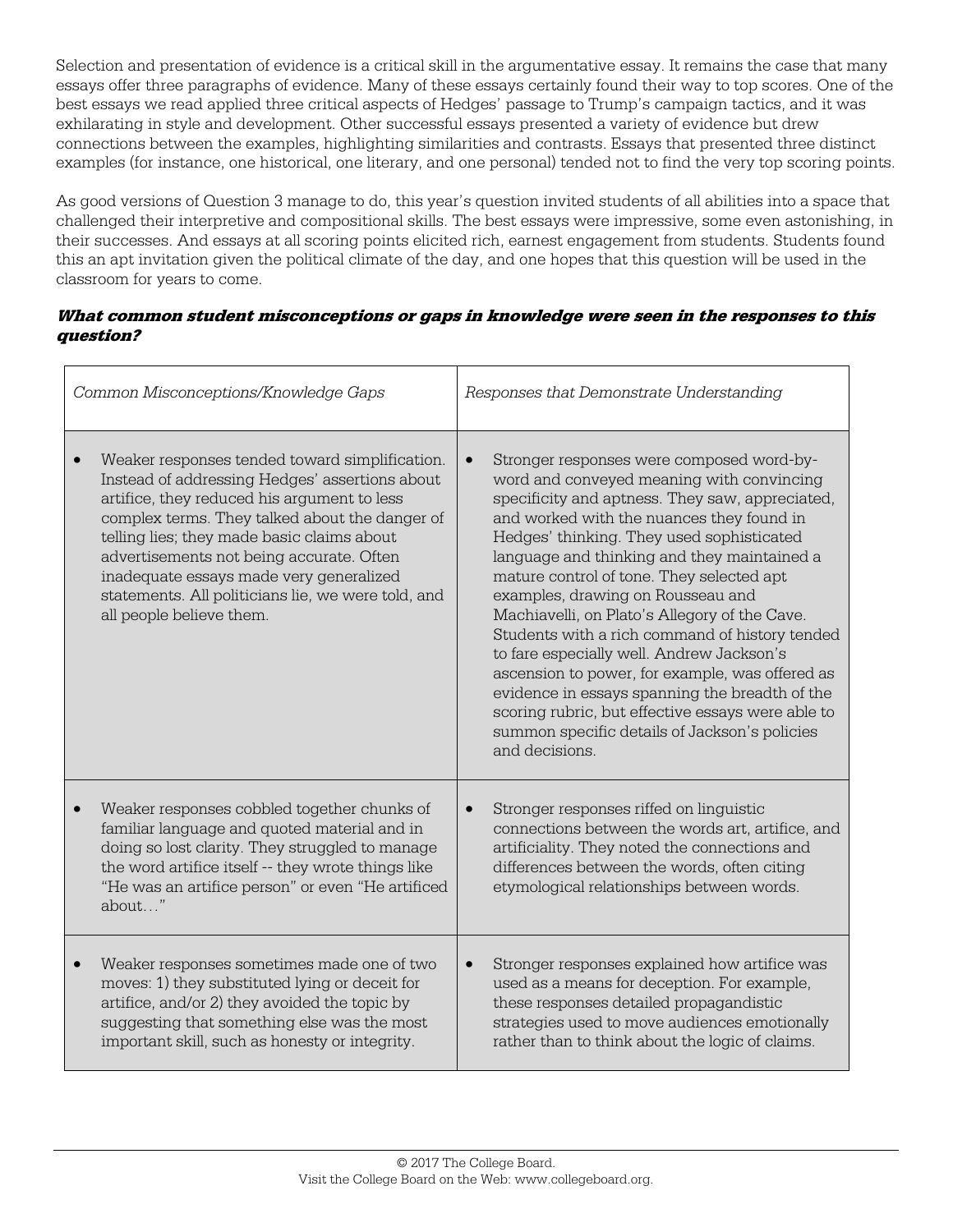Selection and presentation of evidence is a critical skill in the argumentative essay. It remains the case that many essays offer three paragraphs of evidence. Many of these essays certainly found their way to top scores. One of the best essays we read applied three critical aspects of Hedges' passage to Trump's campaign tactics, and it was exhilarating in style and development. Other successful essays presented a variety of evidence but drew connections between the examples, highlighting similarities and contrasts. Essays that presented three distinct examples (for instance, one historical, one literary, and one personal) tended not to find the very top scoring points.

As good versions of Question 3 manage to do, this year's question invited students of all abilities into a space that challenged their interpretive and compositional skills. The best essays were impressive, some even astonishing, in their successes. And essays at all scoring points elicited rich, earnest engagement from students. Students found this an apt invitation given the political climate of the day, and one hopes that this question will be used in the classroom for years to come.

***What common student misconceptions or gaps in knowledge were seen in the responses to this question?***

| *Common Misconceptions/Knowledge Gaps* | *Responses that Demonstrate Understanding* |
|---|---|
| • Weaker responses tended toward simplification. Instead of addressing Hedges' assertions about artifice, they reduced his argument to less complex terms. They talked about the danger of telling lies; they made basic claims about advertisements not being accurate. Often inadequate essays made very generalized statements. All politicians lie, we were told, and all people believe them. | • Stronger responses were composed word-by-word and conveyed meaning with convincing specificity and aptness. They saw, appreciated, and worked with the nuances they found in Hedges' thinking. They used sophisticated language and thinking and they maintained a mature control of tone. They selected apt examples, drawing on Rousseau and Machiavelli, on Plato's Allegory of the Cave. Students with a rich command of history tended to fare especially well. Andrew Jackson's ascension to power, for example, was offered as evidence in essays spanning the breadth of the scoring rubric, but effective essays were able to summon specific details of Jackson's policies and decisions. |
| • Weaker responses cobbled together chunks of familiar language and quoted material and in doing so lost clarity. They struggled to manage the word artifice itself -- they wrote things like "He was an artifice person" or even "He artificed about…" | • Stronger responses riffed on linguistic connections between the words art, artifice, and artificiality. They noted the connections and differences between the words, often citing etymological relationships between words. |
| • Weaker responses sometimes made one of two moves: 1) they substituted lying or deceit for artifice, and/or 2) they avoided the topic by suggesting that something else was the most important skill, such as honesty or integrity. | • Stronger responses explained how artifice was used as a means for deception. For example, these responses detailed propagandistic strategies used to move audiences emotionally rather than to think about the logic of claims. |

© 2017 The College Board.
Visit the College Board on the Web: www.collegeboard.org.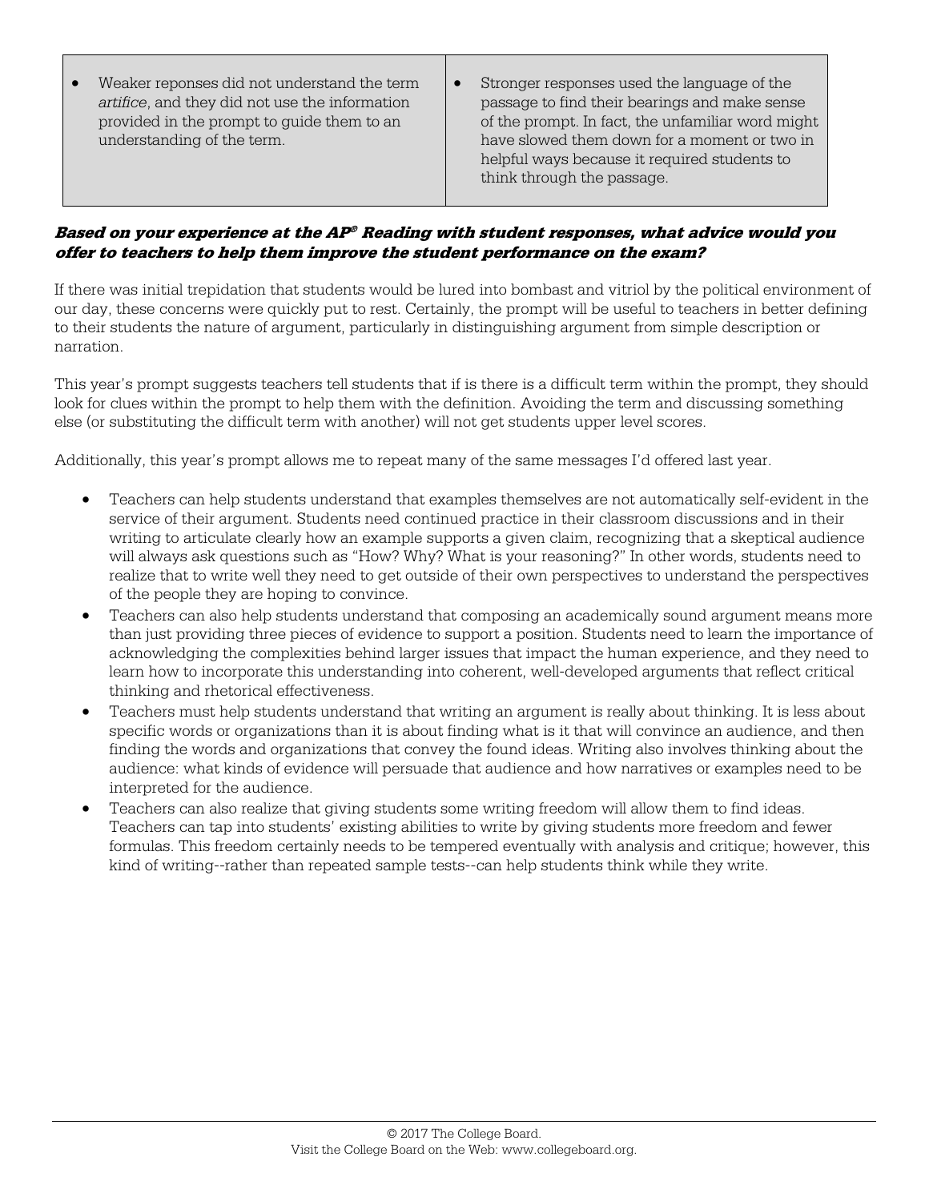| | |
|---|---|
| • Weaker reponses did not understand the term *artifice*, and they did not use the information provided in the prompt to guide them to an understanding of the term. | • Stronger responses used the language of the passage to find their bearings and make sense of the prompt. In fact, the unfamiliar word might have slowed them down for a moment or two in helpful ways because it required students to think through the passage. |

**Based on your experience at the AP® Reading with student responses, what advice would you offer to teachers to help them improve the student performance on the exam?**

If there was initial trepidation that students would be lured into bombast and vitriol by the political environment of our day, these concerns were quickly put to rest. Certainly, the prompt will be useful to teachers in better defining to their students the nature of argument, particularly in distinguishing argument from simple description or narration.

This year's prompt suggests teachers tell students that if is there is a difficult term within the prompt, they should look for clues within the prompt to help them with the definition. Avoiding the term and discussing something else (or substituting the difficult term with another) will not get students upper level scores.

Additionally, this year's prompt allows me to repeat many of the same messages I'd offered last year.

- Teachers can help students understand that examples themselves are not automatically self-evident in the service of their argument. Students need continued practice in their classroom discussions and in their writing to articulate clearly how an example supports a given claim, recognizing that a skeptical audience will always ask questions such as "How? Why? What is your reasoning?" In other words, students need to realize that to write well they need to get outside of their own perspectives to understand the perspectives of the people they are hoping to convince.
- Teachers can also help students understand that composing an academically sound argument means more than just providing three pieces of evidence to support a position. Students need to learn the importance of acknowledging the complexities behind larger issues that impact the human experience, and they need to learn how to incorporate this understanding into coherent, well-developed arguments that reflect critical thinking and rhetorical effectiveness.
- Teachers must help students understand that writing an argument is really about thinking. It is less about specific words or organizations than it is about finding what is it that will convince an audience, and then finding the words and organizations that convey the found ideas. Writing also involves thinking about the audience: what kinds of evidence will persuade that audience and how narratives or examples need to be interpreted for the audience.
- Teachers can also realize that giving students some writing freedom will allow them to find ideas. Teachers can tap into students' existing abilities to write by giving students more freedom and fewer formulas. This freedom certainly needs to be tempered eventually with analysis and critique; however, this kind of writing--rather than repeated sample tests--can help students think while they write.